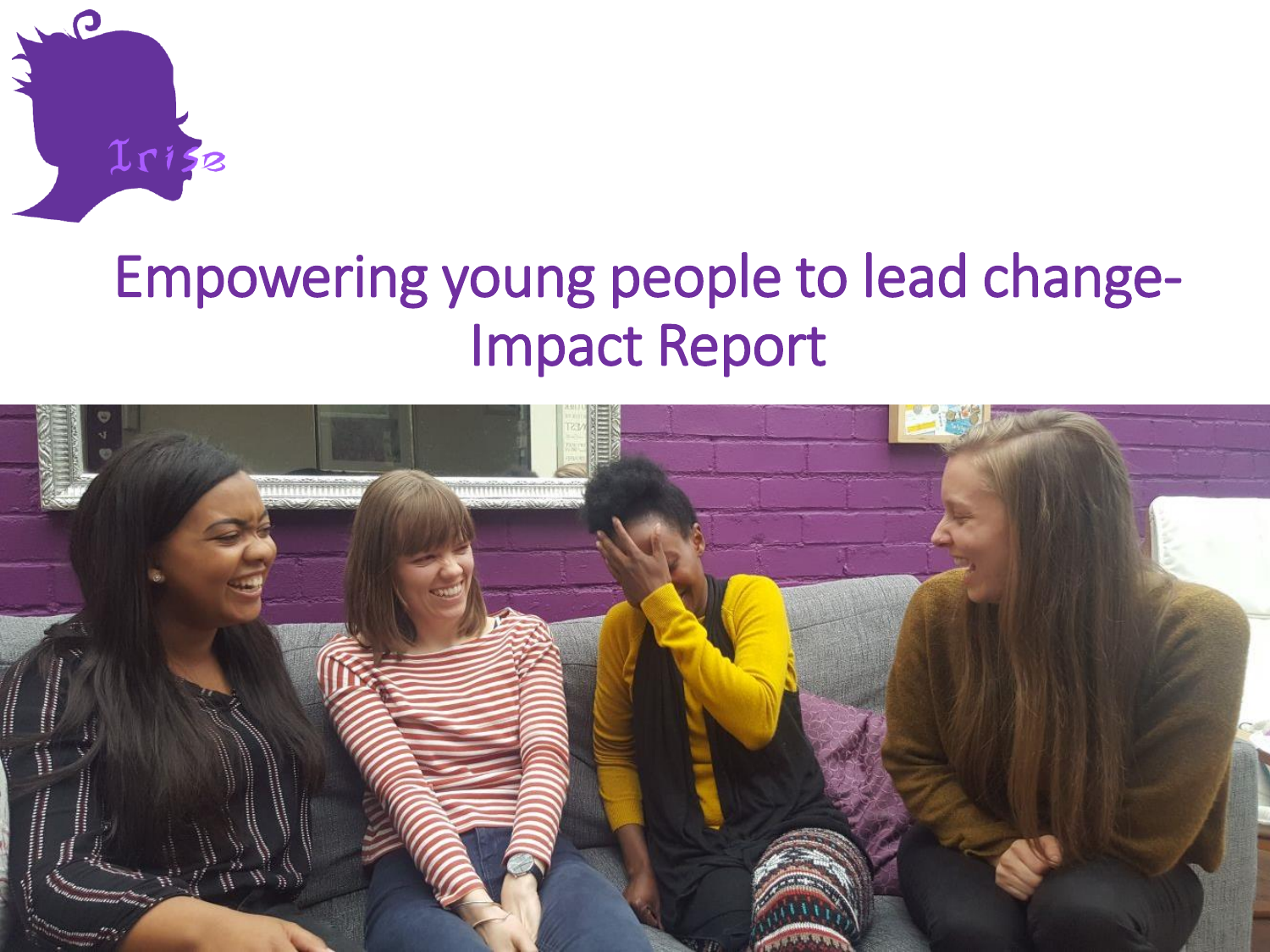Irise

# Empowering young people to lead change- Impact Report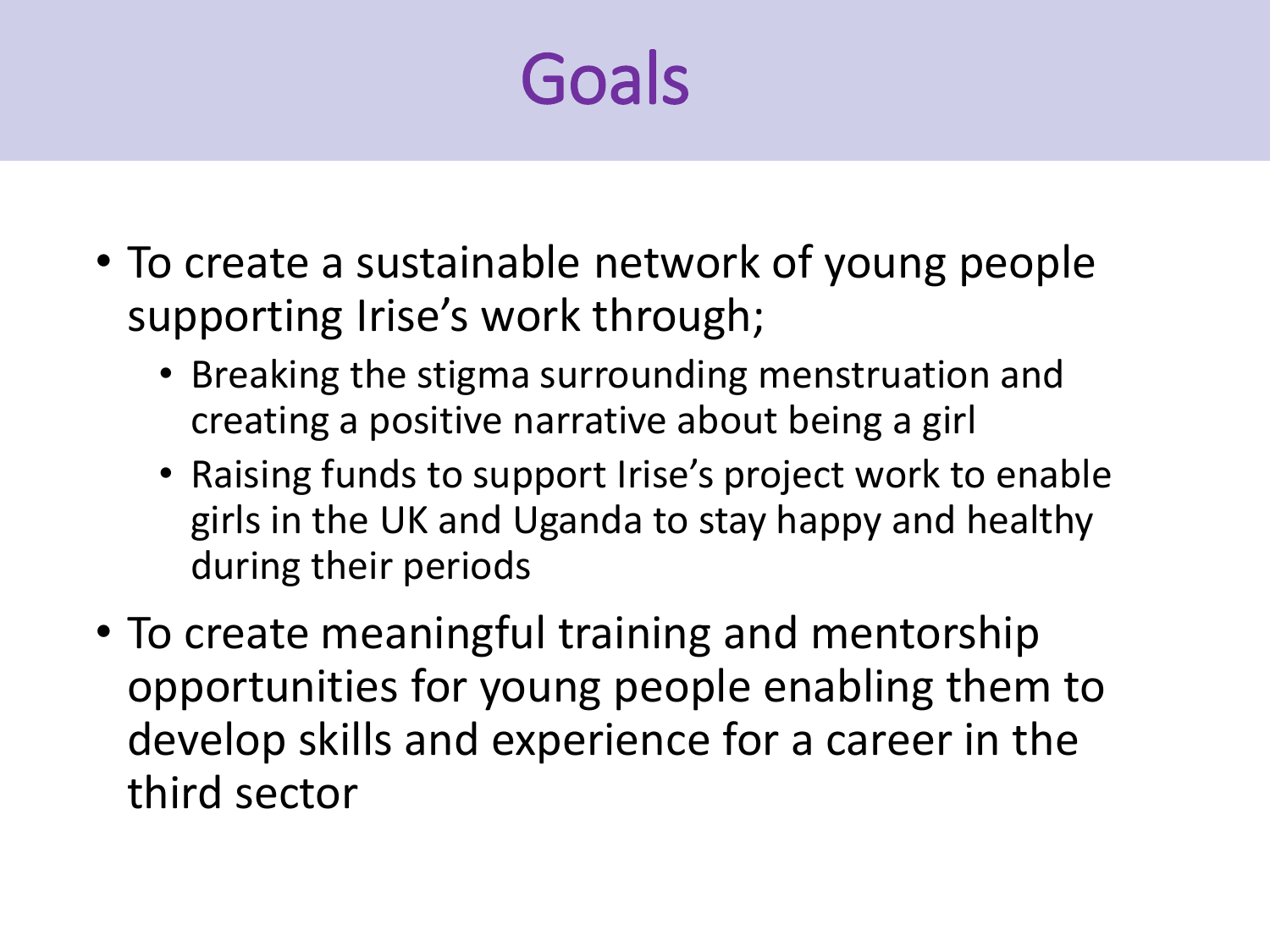# Goals

- To create a sustainable network of young people supporting Irise's work through;
  - Breaking the stigma surrounding menstruation and creating a positive narrative about being a girl
  - Raising funds to support Irise's project work to enable girls in the UK and Uganda to stay happy and healthy during their periods
- To create meaningful training and mentorship opportunities for young people enabling them to develop skills and experience for a career in the third sector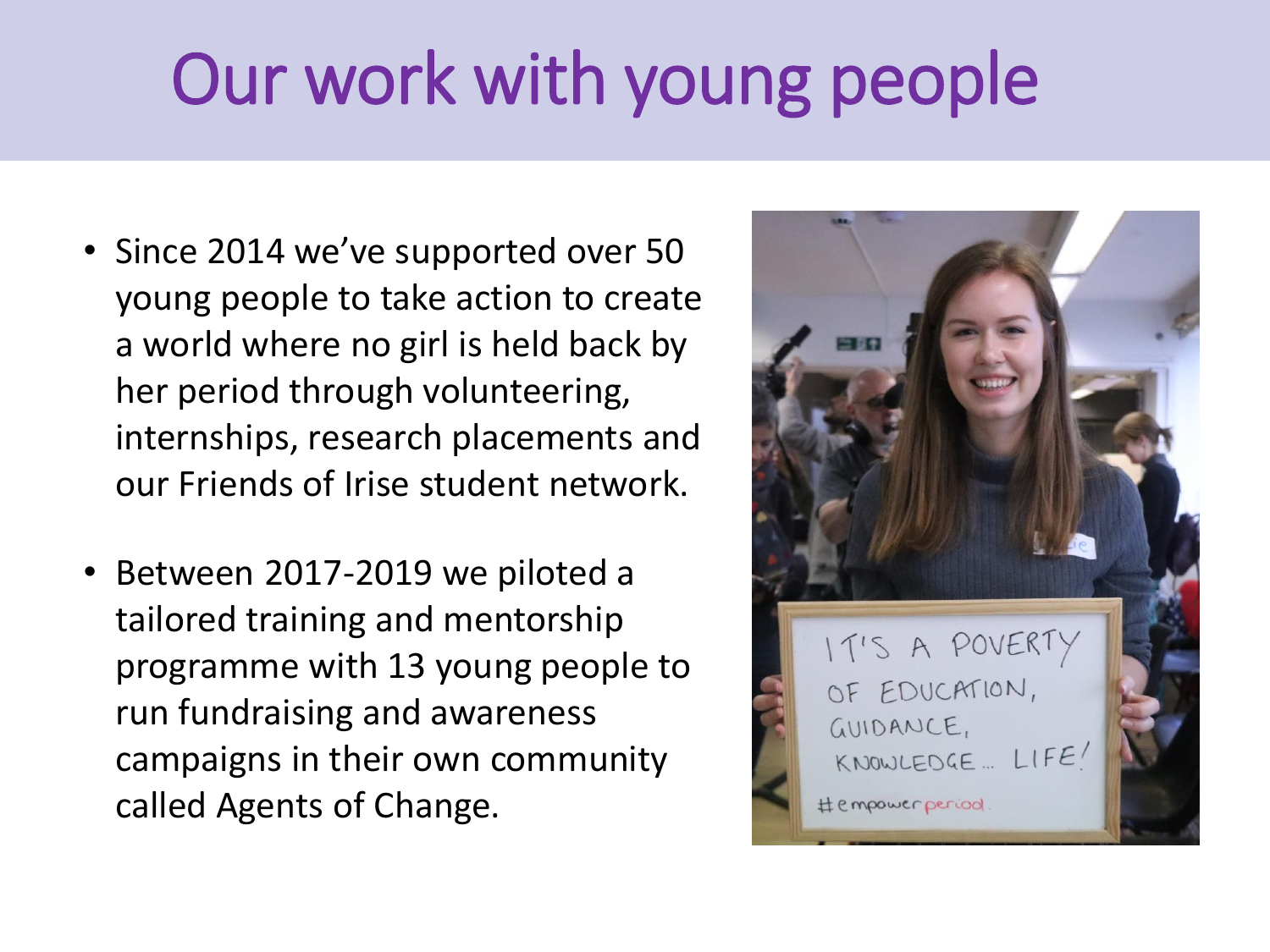# Our work with young people

- Since 2014 we've supported over 50 young people to take action to create a world where no girl is held back by her period through volunteering, internships, research placements and our Friends of Irise student network.
- Between 2017-2019 we piloted a tailored training and mentorship programme with 13 young people to run fundraising and awareness campaigns in their own community called Agents of Change.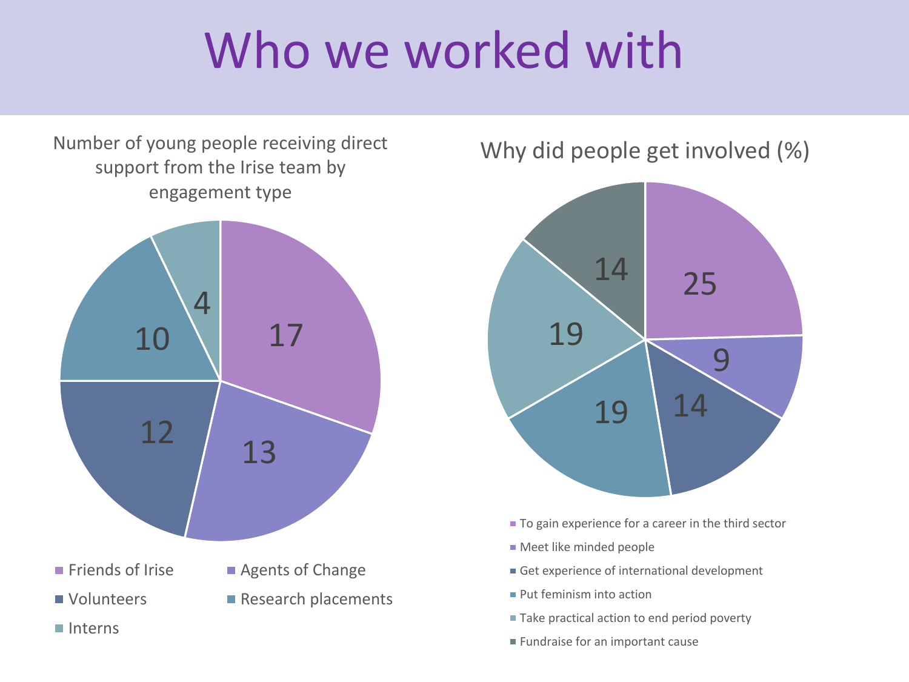# Who we worked with

Number of young people receiving direct support from the Irise team by engagement type

| Engagement type | Number |
| --- | --- |
| Friends of Irise | 17 |
| Agents of Change | 13 |
| Volunteers | 12 |
| Research placements | 10 |
| Interns | 4 |

Why did people get involved (%)

| Reason | % |
| --- | --- |
| To gain experience for a career in the third sector | 25 |
| Meet like minded people | 9 |
| Get experience of international development | 14 |
| Put feminism into action | 19 |
| Take practical action to end period poverty | 19 |
| Fundraise for an important cause | 14 |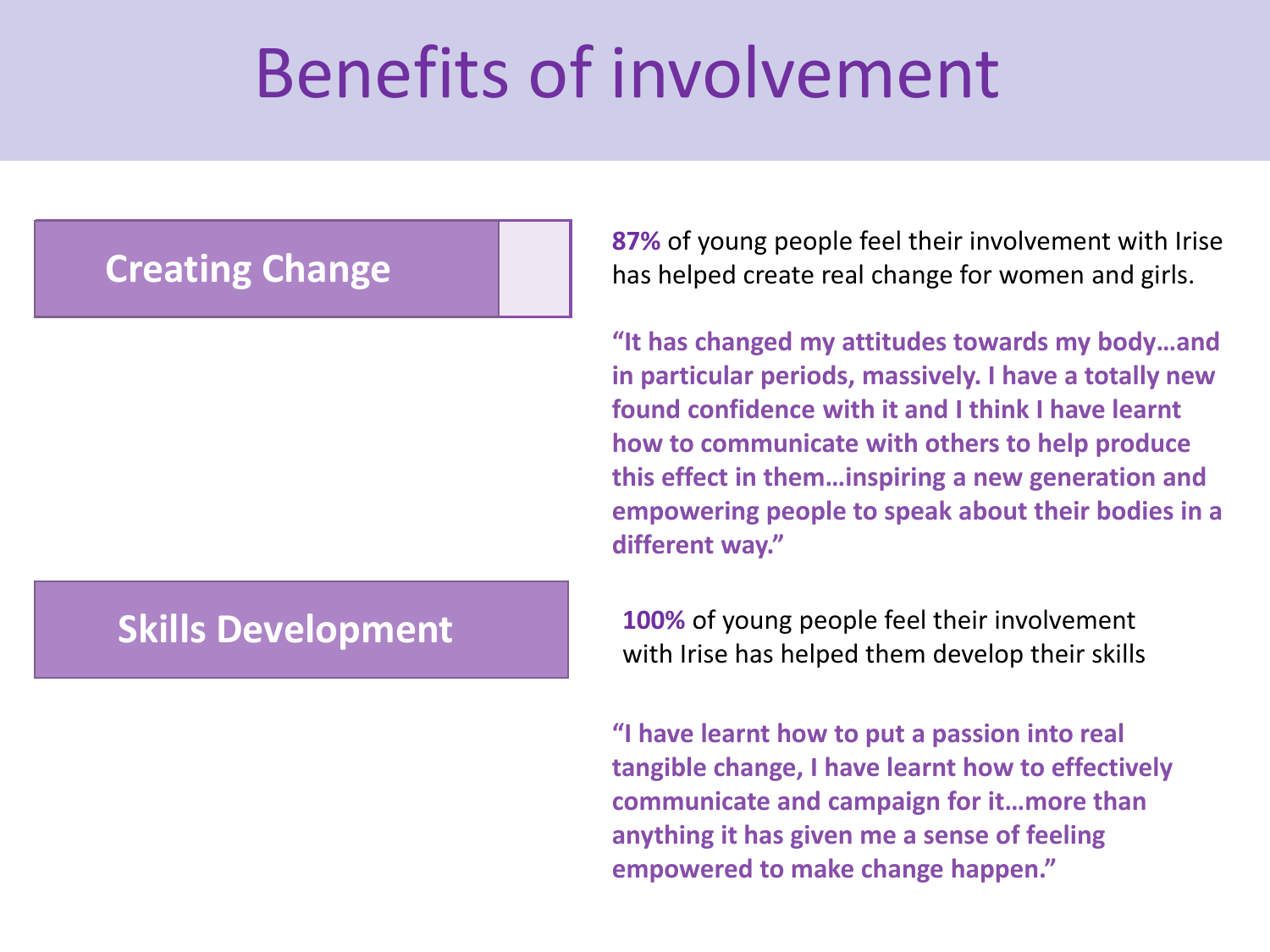# Benefits of involvement

## Creating Change

**87%** of young people feel their involvement with Irise has helped create real change for women and girls.

**"It has changed my attitudes towards my body…and in particular periods, massively. I have a totally new found confidence with it and I think I have learnt how to communicate with others to help produce this effect in them…inspiring a new generation and empowering people to speak about their bodies in a different way."**

## Skills Development

**100%** of young people feel their involvement with Irise has helped them develop their skills

**"I have learnt how to put a passion into real tangible change, I have learnt how to effectively communicate and campaign for it…more than anything it has given me a sense of feeling empowered to make change happen."**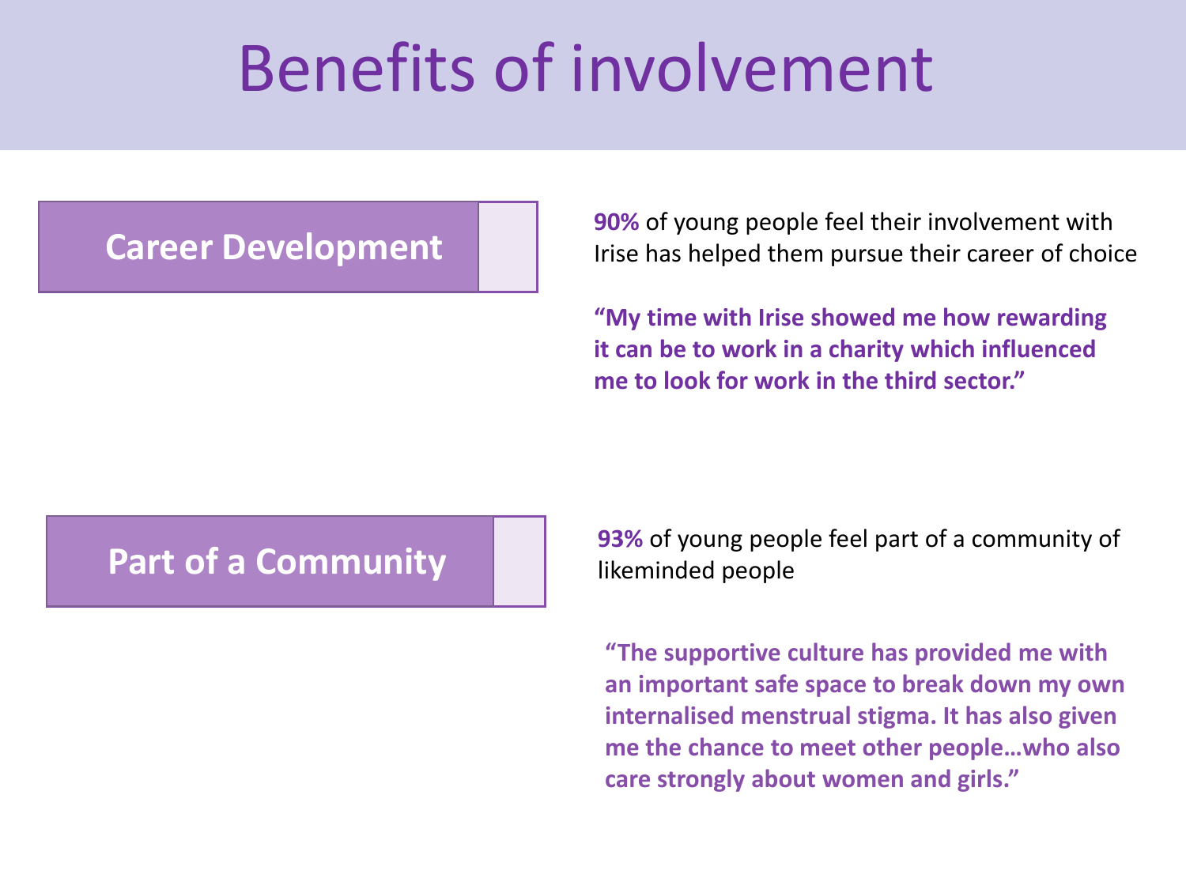# Benefits of involvement

## Career Development

**90%** of young people feel their involvement with Irise has helped them pursue their career of choice

**"My time with Irise showed me how rewarding it can be to work in a charity which influenced me to look for work in the third sector."**

## Part of a Community

**93%** of young people feel part of a community of likeminded people

**"The supportive culture has provided me with an important safe space to break down my own internalised menstrual stigma. It has also given me the chance to meet other people…who also care strongly about women and girls."**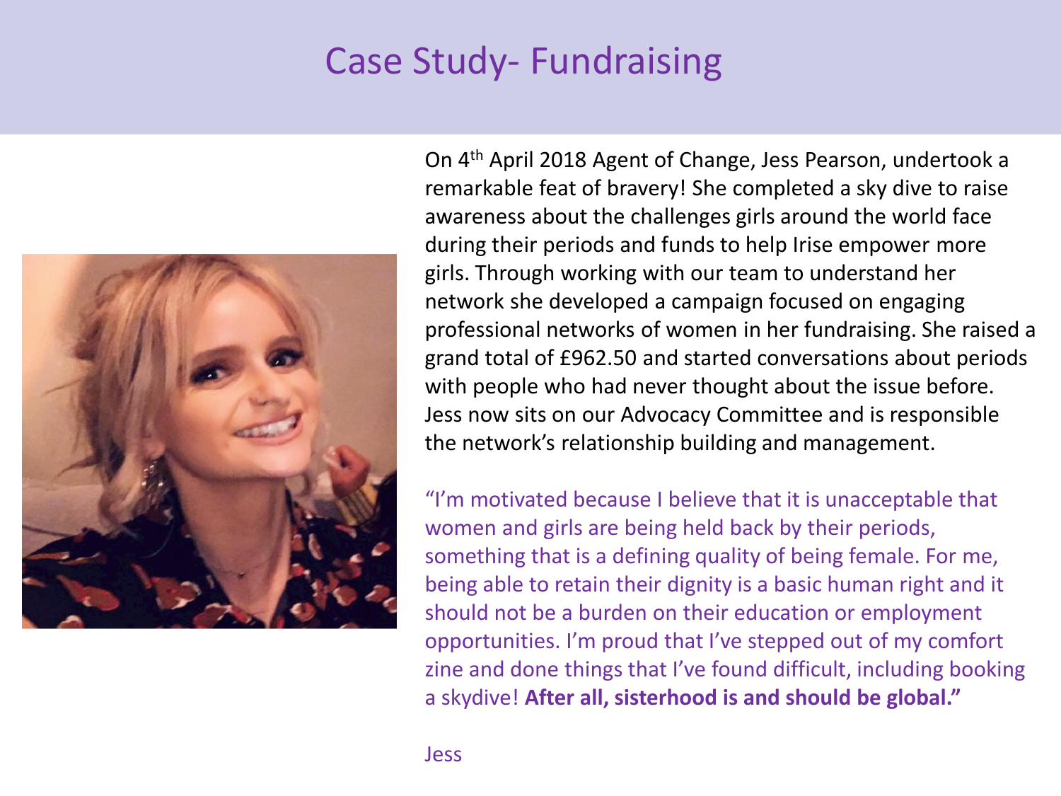# Case Study- Fundraising

On 4th April 2018 Agent of Change, Jess Pearson, undertook a remarkable feat of bravery! She completed a sky dive to raise awareness about the challenges girls around the world face during their periods and funds to help Irise empower more girls. Through working with our team to understand her network she developed a campaign focused on engaging professional networks of women in her fundraising. She raised a grand total of £962.50 and started conversations about periods with people who had never thought about the issue before. Jess now sits on our Advocacy Committee and is responsible the network's relationship building and management.

"I'm motivated because I believe that it is unacceptable that women and girls are being held back by their periods, something that is a defining quality of being female. For me, being able to retain their dignity is a basic human right and it should not be a burden on their education or employment opportunities. I'm proud that I've stepped out of my comfort zine and done things that I've found difficult, including booking a skydive! **After all, sisterhood is and should be global."**

Jess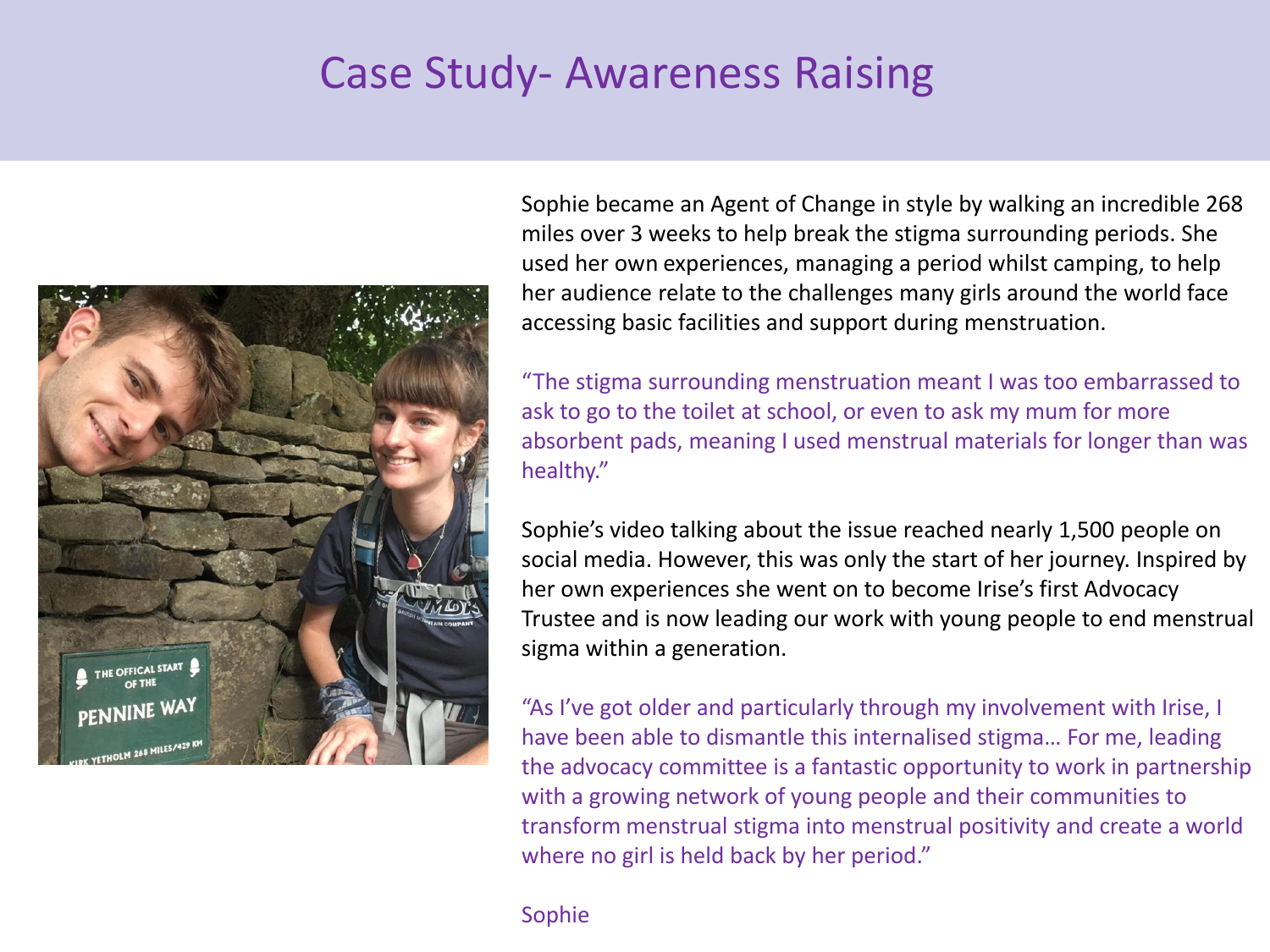# Case Study- Awareness Raising

Sophie became an Agent of Change in style by walking an incredible 268 miles over 3 weeks to help break the stigma surrounding periods. She used her own experiences, managing a period whilst camping, to help her audience relate to the challenges many girls around the world face accessing basic facilities and support during menstruation.

"The stigma surrounding menstruation meant I was too embarrassed to ask to go to the toilet at school, or even to ask my mum for more absorbent pads, meaning I used menstrual materials for longer than was healthy."

Sophie's video talking about the issue reached nearly 1,500 people on social media. However, this was only the start of her journey. Inspired by her own experiences she went on to become Irise's first Advocacy Trustee and is now leading our work with young people to end menstrual sigma within a generation.

"As I've got older and particularly through my involvement with Irise, I have been able to dismantle this internalised stigma… For me, leading the advocacy committee is a fantastic opportunity to work in partnership with a growing network of young people and their communities to transform menstrual stigma into menstrual positivity and create a world where no girl is held back by her period."

Sophie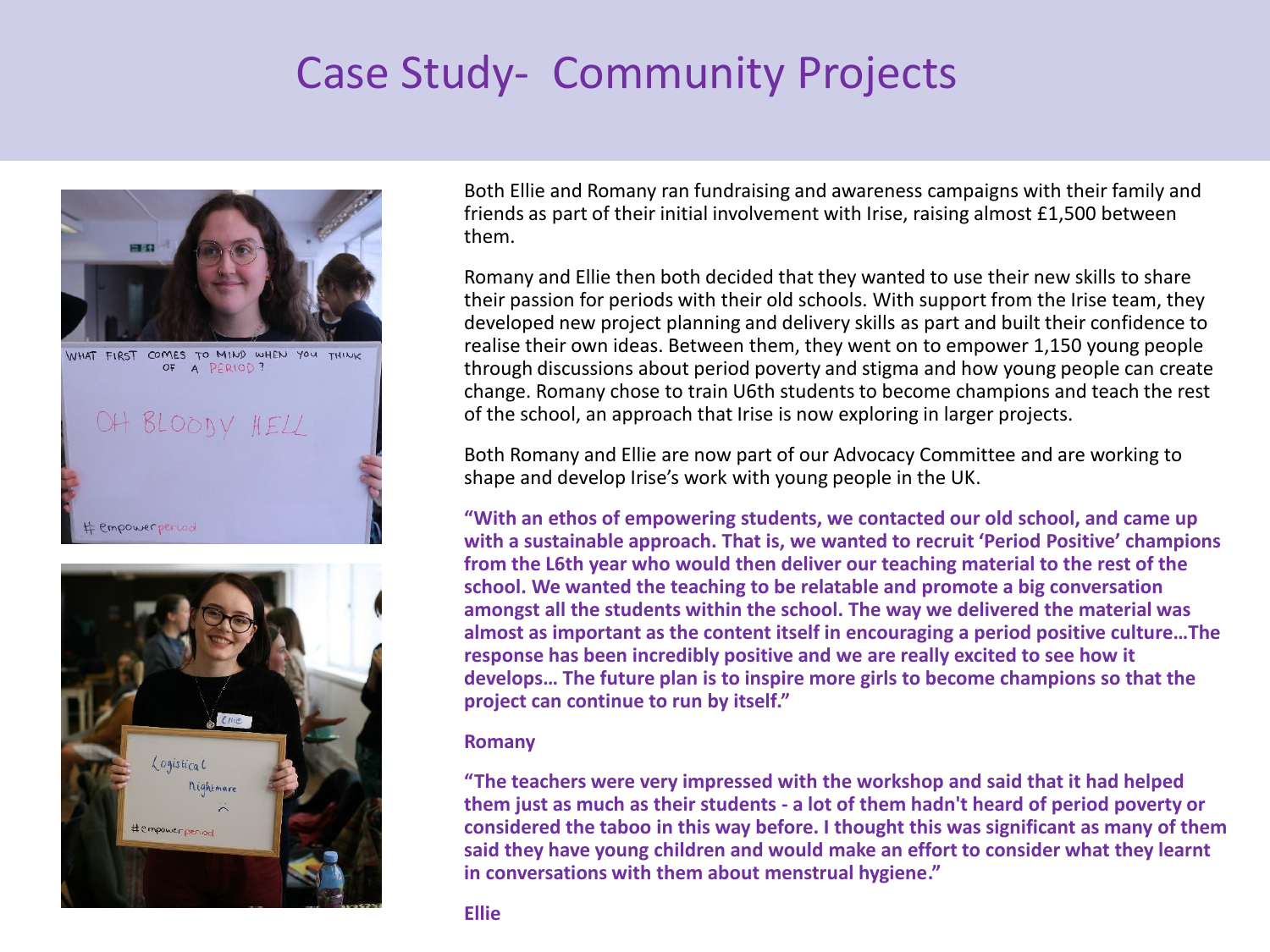# Case Study- Community Projects

Both Ellie and Romany ran fundraising and awareness campaigns with their family and friends as part of their initial involvement with Irise, raising almost £1,500 between them.

Romany and Ellie then both decided that they wanted to use their new skills to share their passion for periods with their old schools. With support from the Irise team, they developed new project planning and delivery skills as part and built their confidence to realise their own ideas. Between them, they went on to empower 1,150 young people through discussions about period poverty and stigma and how young people can create change. Romany chose to train U6th students to become champions and teach the rest of the school, an approach that Irise is now exploring in larger projects.

Both Romany and Ellie are now part of our Advocacy Committee and are working to shape and develop Irise's work with young people in the UK.

**"With an ethos of empowering students, we contacted our old school, and came up with a sustainable approach. That is, we wanted to recruit 'Period Positive' champions from the L6th year who would then deliver our teaching material to the rest of the school. We wanted the teaching to be relatable and promote a big conversation amongst all the students within the school. The way we delivered the material was almost as important as the content itself in encouraging a period positive culture…The response has been incredibly positive and we are really excited to see how it develops… The future plan is to inspire more girls to become champions so that the project can continue to run by itself."**

**Romany**

**"The teachers were very impressed with the workshop and said that it had helped them just as much as their students - a lot of them hadn't heard of period poverty or considered the taboo in this way before. I thought this was significant as many of them said they have young children and would make an effort to consider what they learnt in conversations with them about menstrual hygiene."**

**Ellie**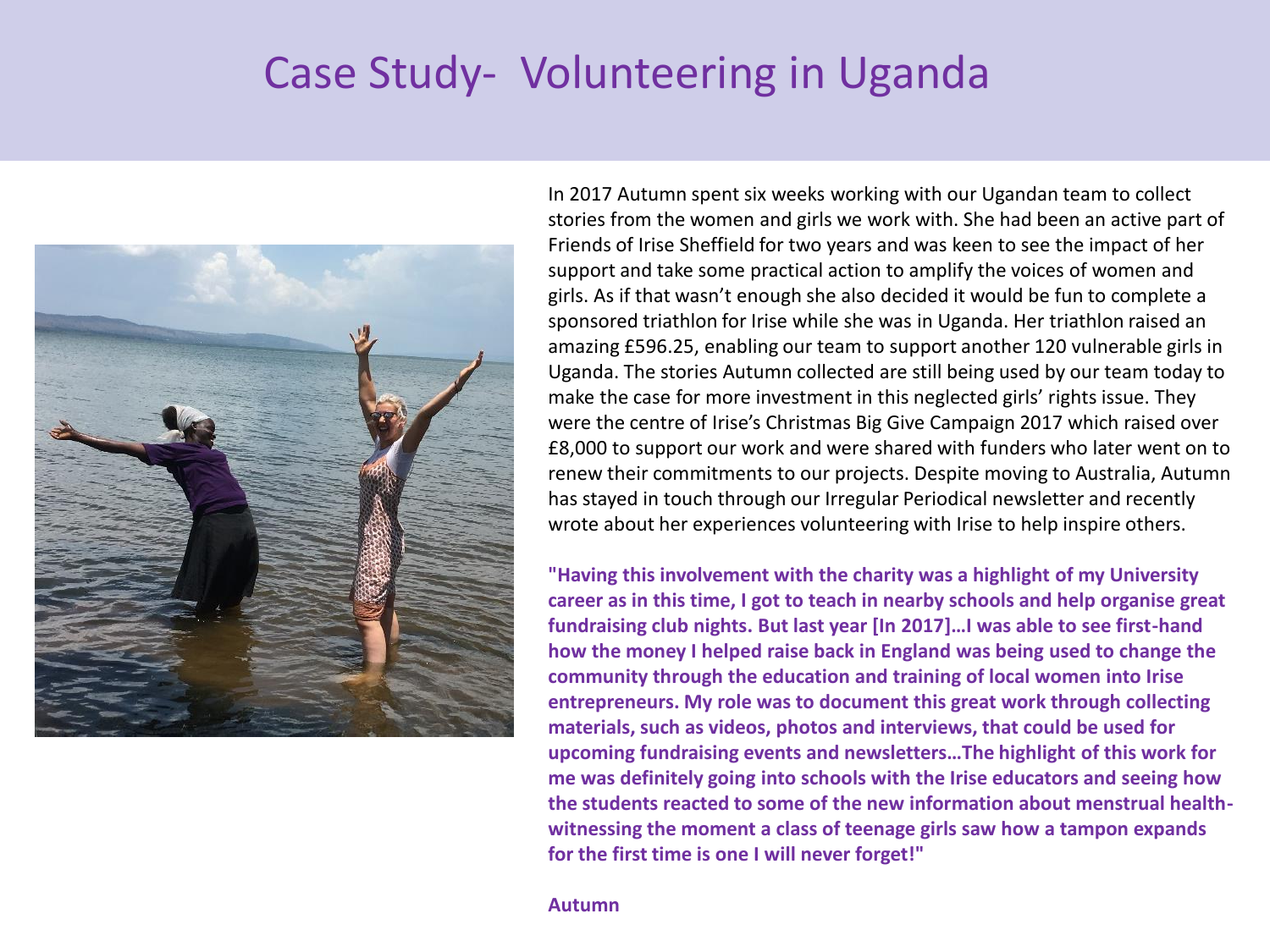# Case Study- Volunteering in Uganda

In 2017 Autumn spent six weeks working with our Ugandan team to collect stories from the women and girls we work with. She had been an active part of Friends of Irise Sheffield for two years and was keen to see the impact of her support and take some practical action to amplify the voices of women and girls. As if that wasn't enough she also decided it would be fun to complete a sponsored triathlon for Irise while she was in Uganda. Her triathlon raised an amazing £596.25, enabling our team to support another 120 vulnerable girls in Uganda. The stories Autumn collected are still being used by our team today to make the case for more investment in this neglected girls' rights issue. They were the centre of Irise's Christmas Big Give Campaign 2017 which raised over £8,000 to support our work and were shared with funders who later went on to renew their commitments to our projects. Despite moving to Australia, Autumn has stayed in touch through our Irregular Periodical newsletter and recently wrote about her experiences volunteering with Irise to help inspire others.

**"Having this involvement with the charity was a highlight of my University career as in this time, I got to teach in nearby schools and help organise great fundraising club nights. But last year [In 2017]…I was able to see first-hand how the money I helped raise back in England was being used to change the community through the education and training of local women into Irise entrepreneurs. My role was to document this great work through collecting materials, such as videos, photos and interviews, that could be used for upcoming fundraising events and newsletters…The highlight of this work for me was definitely going into schools with the Irise educators and seeing how the students reacted to some of the new information about menstrual health- witnessing the moment a class of teenage girls saw how a tampon expands for the first time is one I will never forget!"**

**Autumn**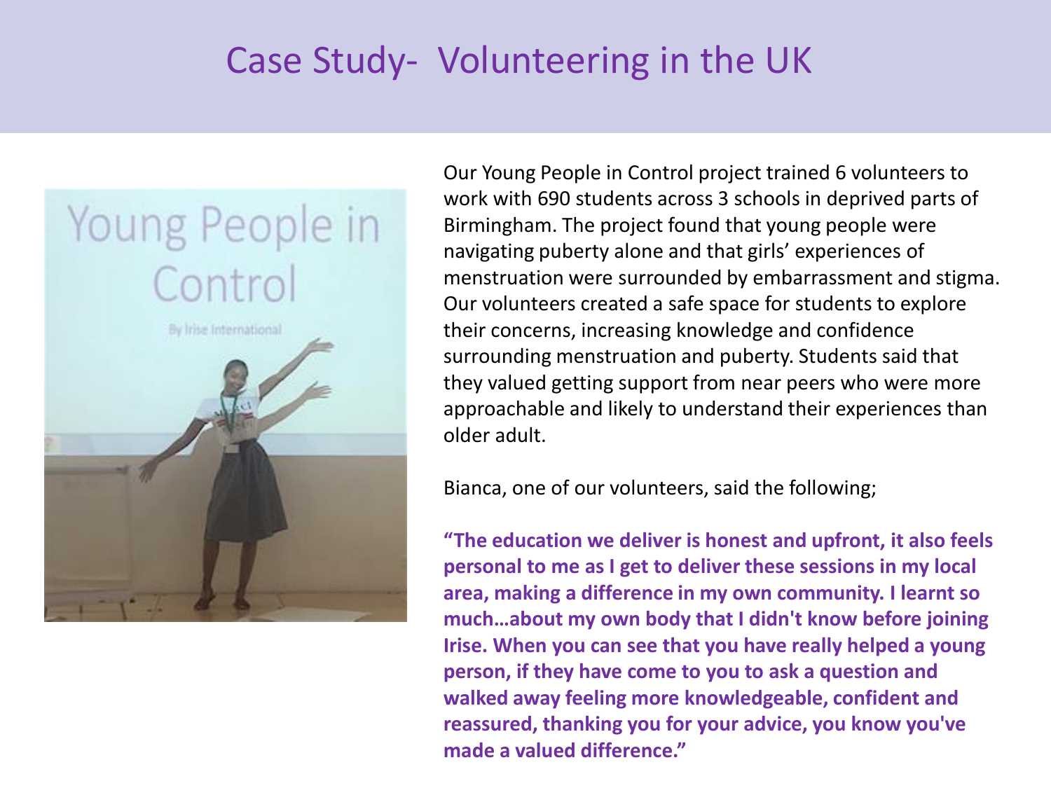# Case Study- Volunteering in the UK

Our Young People in Control project trained 6 volunteers to work with 690 students across 3 schools in deprived parts of Birmingham. The project found that young people were navigating puberty alone and that girls' experiences of menstruation were surrounded by embarrassment and stigma. Our volunteers created a safe space for students to explore their concerns, increasing knowledge and confidence surrounding menstruation and puberty. Students said that they valued getting support from near peers who were more approachable and likely to understand their experiences than older adult.

Bianca, one of our volunteers, said the following;

**"The education we deliver is honest and upfront, it also feels personal to me as I get to deliver these sessions in my local area, making a difference in my own community. I learnt so much…about my own body that I didn't know before joining Irise. When you can see that you have really helped a young person, if they have come to you to ask a question and walked away feeling more knowledgeable, confident and reassured, thanking you for your advice, you know you've made a valued difference."**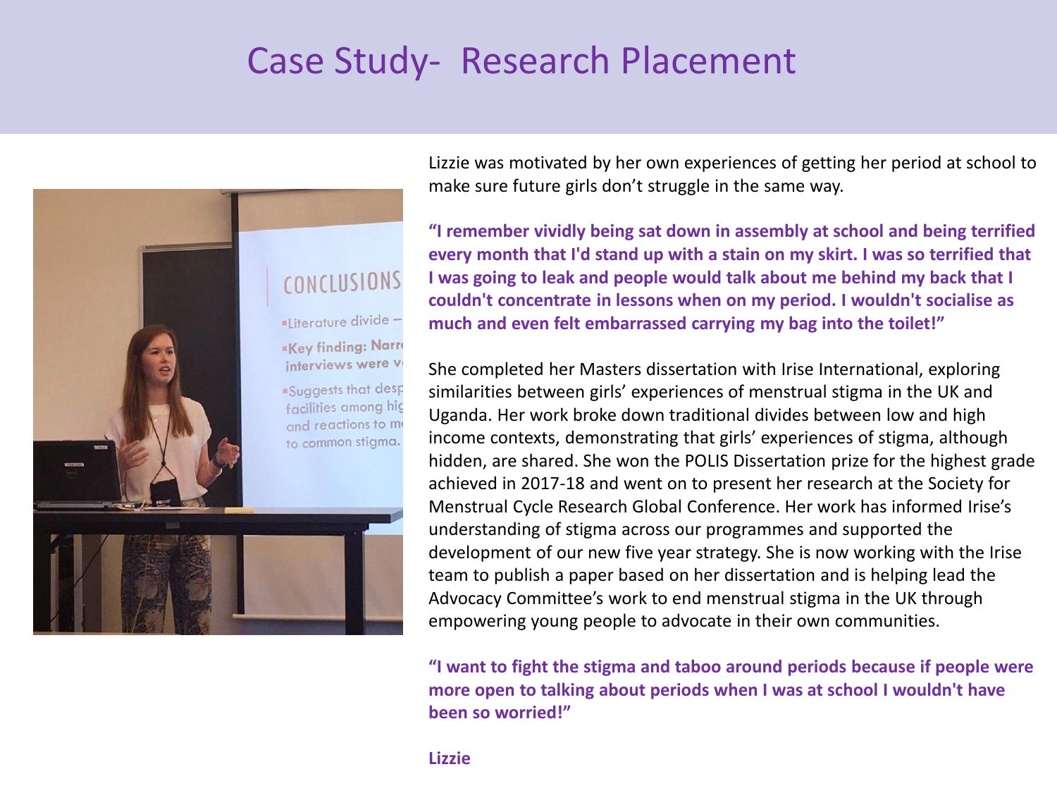# Case Study- Research Placement

Lizzie was motivated by her own experiences of getting her period at school to make sure future girls don't struggle in the same way.

**"I remember vividly being sat down in assembly at school and being terrified every month that I'd stand up with a stain on my skirt. I was so terrified that I was going to leak and people would talk about me behind my back that I couldn't concentrate in lessons when on my period. I wouldn't socialise as much and even felt embarrassed carrying my bag into the toilet!"**

She completed her Masters dissertation with Irise International, exploring similarities between girls' experiences of menstrual stigma in the UK and Uganda. Her work broke down traditional divides between low and high income contexts, demonstrating that girls' experiences of stigma, although hidden, are shared. She won the POLIS Dissertation prize for the highest grade achieved in 2017-18 and went on to present her research at the Society for Menstrual Cycle Research Global Conference. Her work has informed Irise's understanding of stigma across our programmes and supported the development of our new five year strategy. She is now working with the Irise team to publish a paper based on her dissertation and is helping lead the Advocacy Committee's work to end menstrual stigma in the UK through empowering young people to advocate in their own communities.

**"I want to fight the stigma and taboo around periods because if people were more open to talking about periods when I was at school I wouldn't have been so worried!"**

**Lizzie**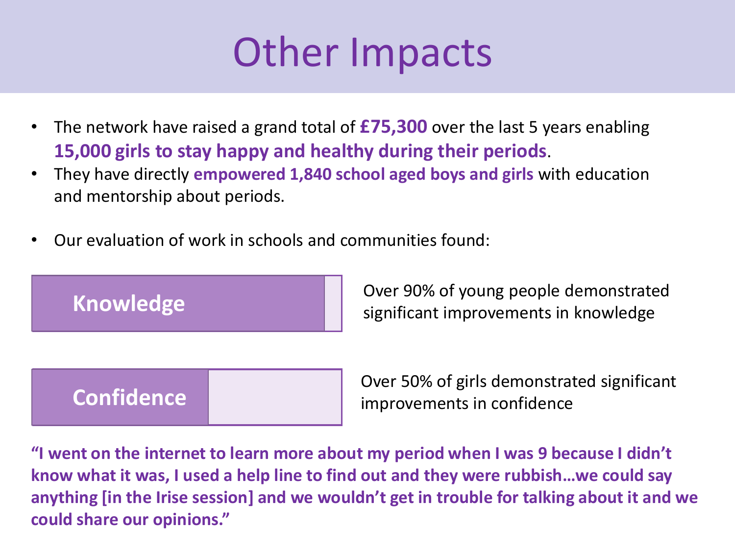# Other Impacts

- The network have raised a grand total of **£75,300** over the last 5 years enabling **15,000 girls to stay happy and healthy during their periods**.
- They have directly **empowered 1,840 school aged boys and girls** with education and mentorship about periods.
- Our evaluation of work in schools and communities found:

**Knowledge**

Over 90% of young people demonstrated significant improvements in knowledge

**Confidence**

Over 50% of girls demonstrated significant improvements in confidence

**"I went on the internet to learn more about my period when I was 9 because I didn't know what it was, I used a help line to find out and they were rubbish…we could say anything [in the Irise session] and we wouldn't get in trouble for talking about it and we could share our opinions."**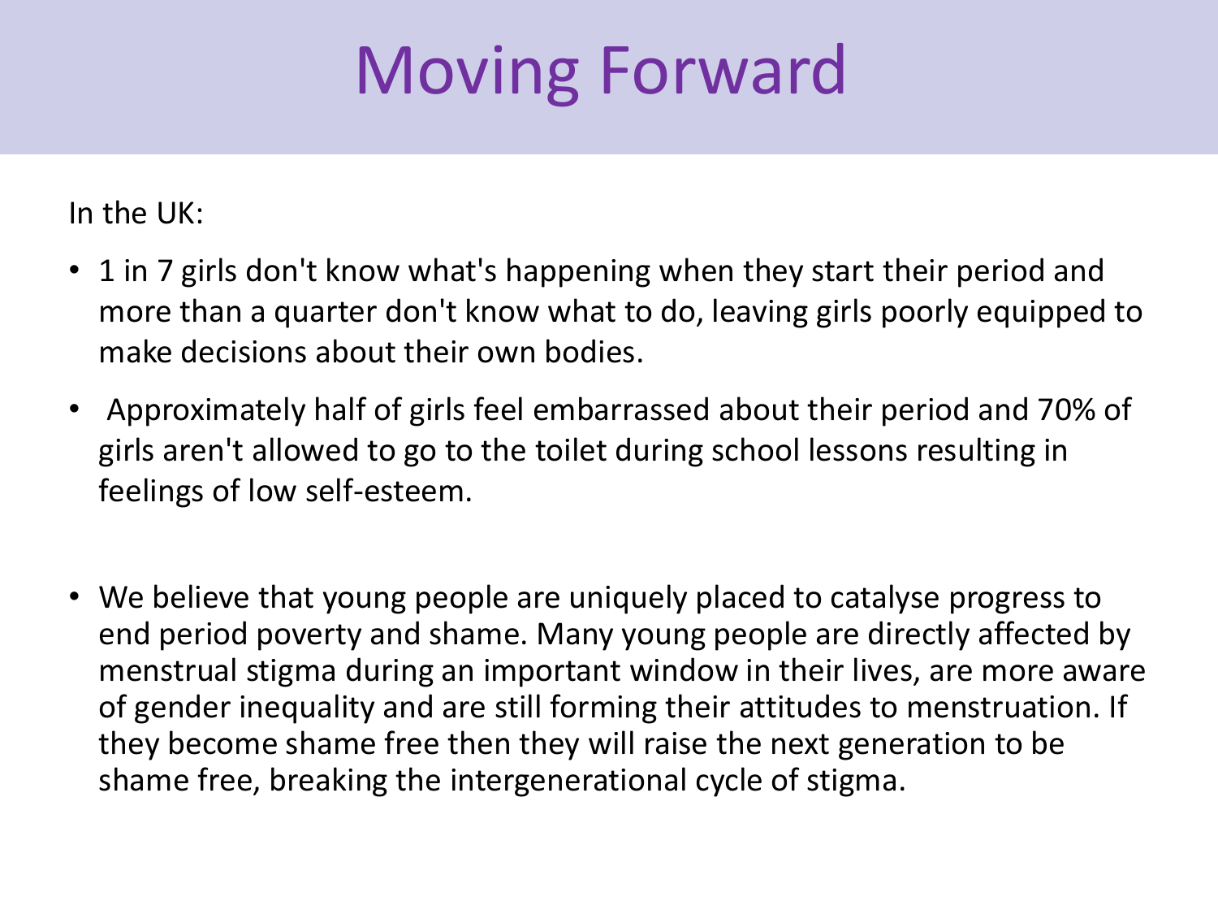# Moving Forward

In the UK:

- 1 in 7 girls don't know what's happening when they start their period and more than a quarter don't know what to do, leaving girls poorly equipped to make decisions about their own bodies.
- Approximately half of girls feel embarrassed about their period and 70% of girls aren't allowed to go to the toilet during school lessons resulting in feelings of low self-esteem.
- We believe that young people are uniquely placed to catalyse progress to end period poverty and shame. Many young people are directly affected by menstrual stigma during an important window in their lives, are more aware of gender inequality and are still forming their attitudes to menstruation. If they become shame free then they will raise the next generation to be shame free, breaking the intergenerational cycle of stigma.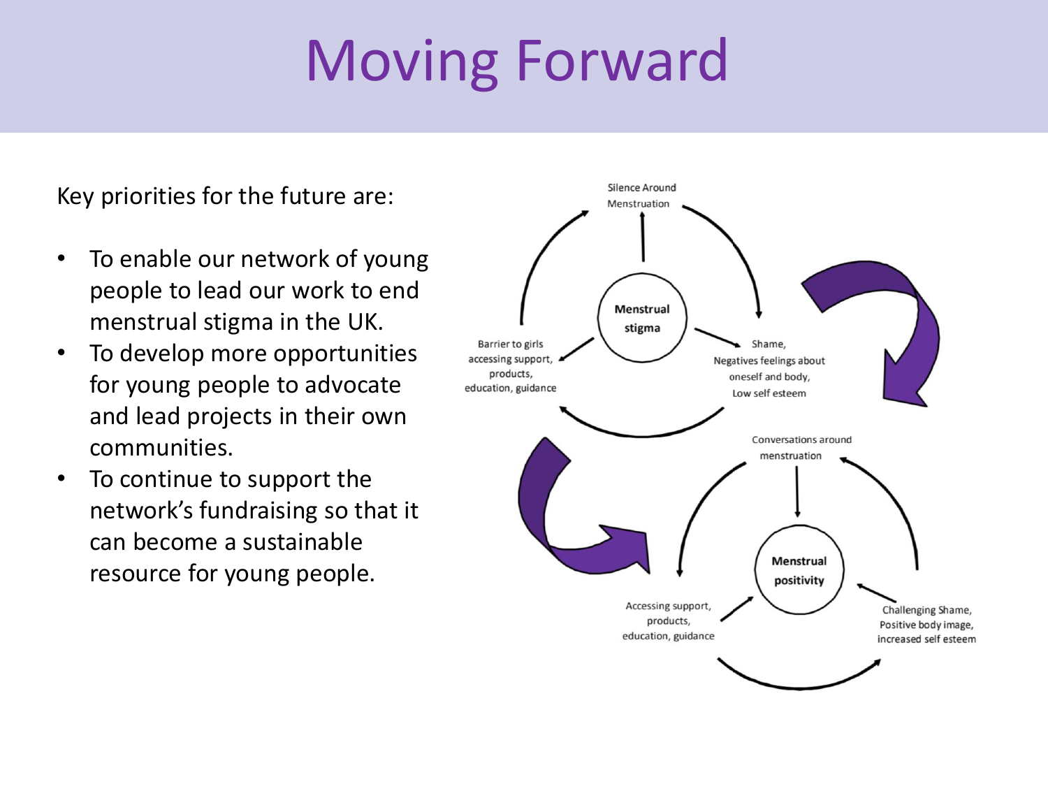# Moving Forward

Key priorities for the future are:

- To enable our network of young people to lead our work to end menstrual stigma in the UK.
- To develop more opportunities for young people to advocate and lead projects in their own communities.
- To continue to support the network's fundraising so that it can become a sustainable resource for young people.

Silence Around Menstruation

Menstrual stigma

Barrier to girls accessing support, products, education, guidance

Shame, Negatives feelings about oneself and body, Low self esteem

Conversations around menstruation

Menstrual positivity

Accessing support, products, education, guidance

Challenging Shame, Positive body image, increased self esteem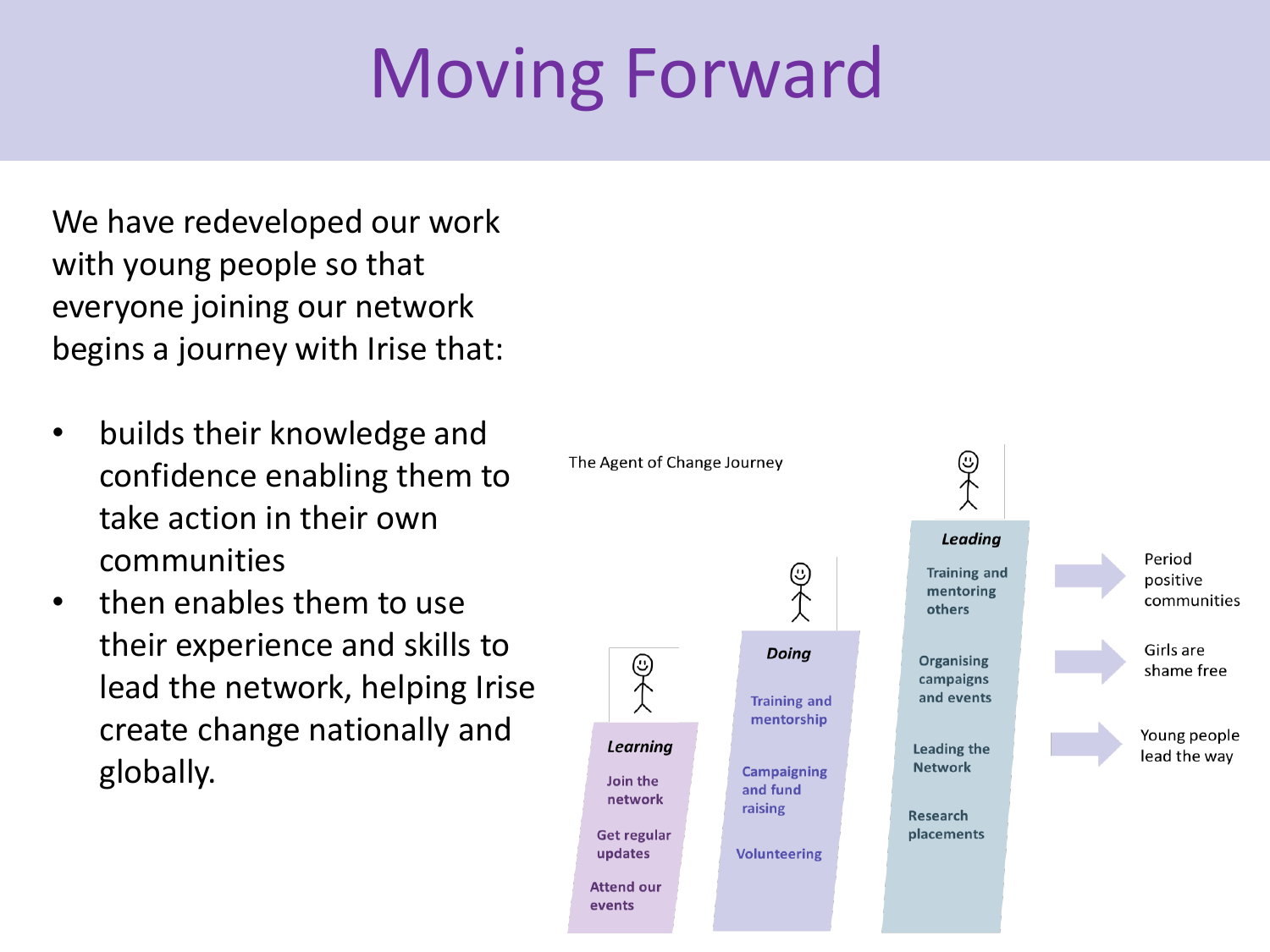# Moving Forward

We have redeveloped our work with young people so that everyone joining our network begins a journey with Irise that:

- builds their knowledge and confidence enabling them to take action in their own communities
- then enables them to use their experience and skills to lead the network, helping Irise create change nationally and globally.

The Agent of Change Journey

*Learning*

Join the network

Get regular updates

Attend our events

*Doing*

Training and mentorship

Campaigning and fund raising

Volunteering

*Leading*

Training and mentoring others

Organising campaigns and events

Leading the Network

Research placements

Period positive communities

Girls are shame free

Young people lead the way